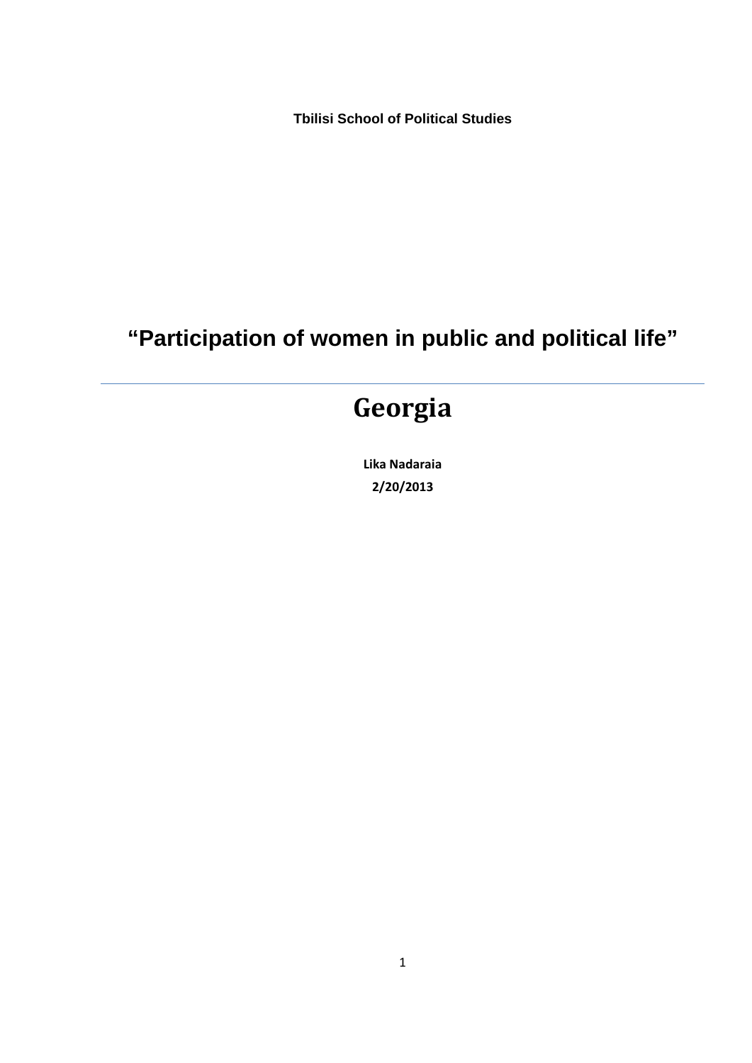**Tbilisi School of Political Studies**

# "Participation of women in public and political life"

---

# Georgia

**Lika Nadaraia**

**2/20/2013**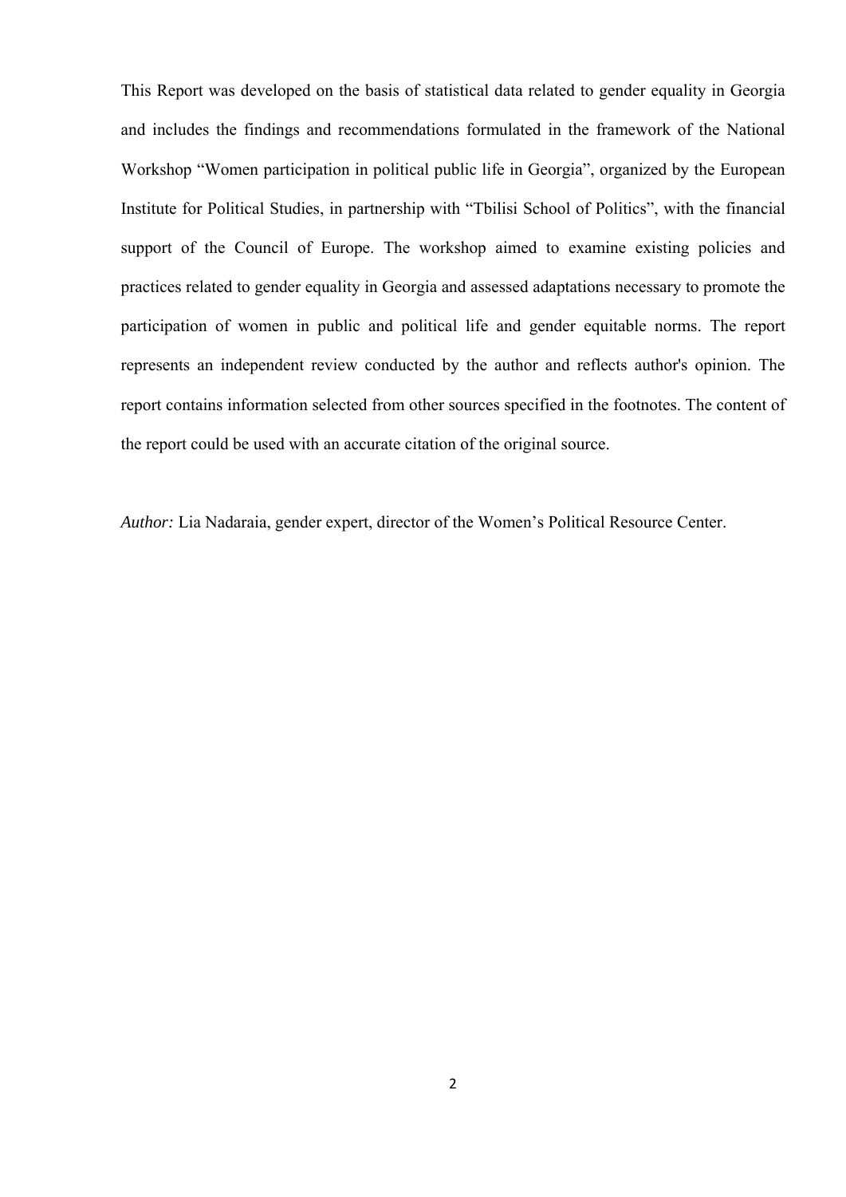This Report was developed on the basis of statistical data related to gender equality in Georgia and includes the findings and recommendations formulated in the framework of the National Workshop "Women participation in political public life in Georgia", organized by the European Institute for Political Studies, in partnership with "Tbilisi School of Politics", with the financial support of the Council of Europe. The workshop aimed to examine existing policies and practices related to gender equality in Georgia and assessed adaptations necessary to promote the participation of women in public and political life and gender equitable norms. The report represents an independent review conducted by the author and reflects author's opinion. The report contains information selected from other sources specified in the footnotes. The content of the report could be used with an accurate citation of the original source.

*Author:* Lia Nadaraia, gender expert, director of the Women's Political Resource Center.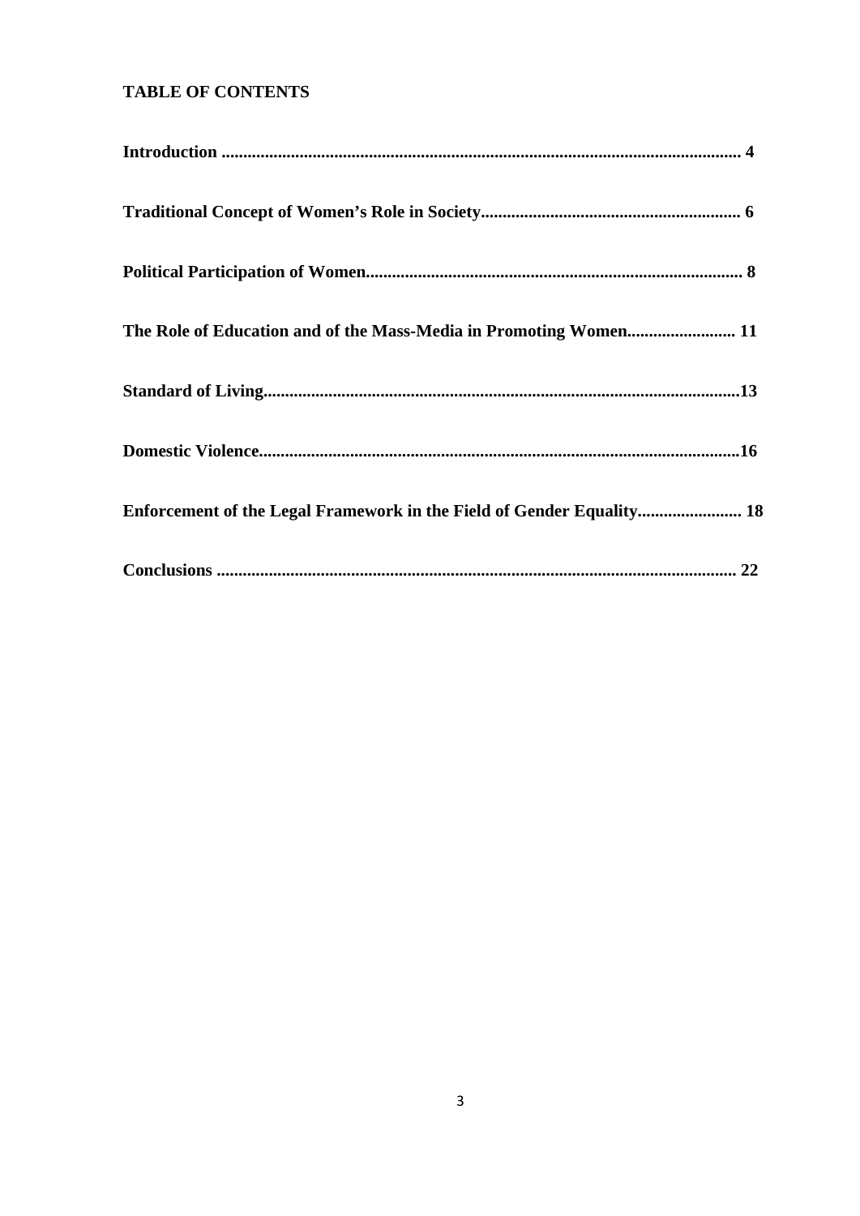**TABLE OF CONTENTS**

**Introduction ........................................................................................................................ 4**

**Traditional Concept of Women's Role in Society........................................................... 6**

**Political Participation of Women...................................................................................... 8**

**The Role of Education and of the Mass-Media in Promoting Women......................... 11**

**Standard of Living.............................................................................................................13**

**Domestic Violence..............................................................................................................16**

**Enforcement of the Legal Framework in the Field of Gender Equality........................ 18**

**Conclusions ....................................................................................................................... 22**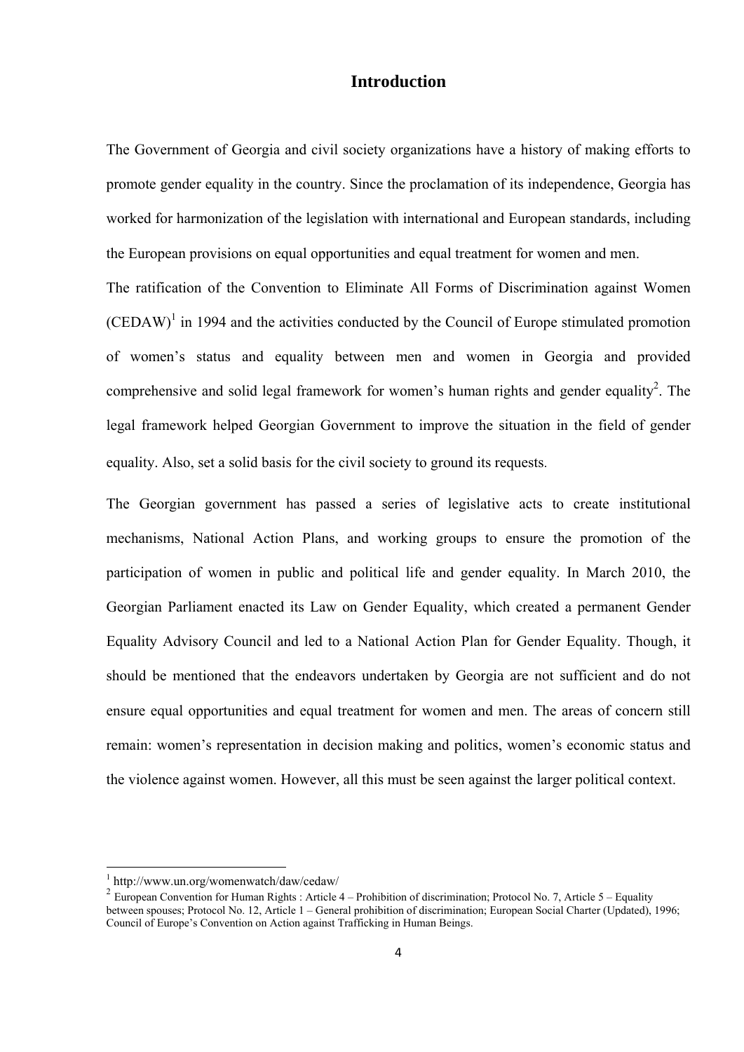# Introduction

The Government of Georgia and civil society organizations have a history of making efforts to promote gender equality in the country. Since the proclamation of its independence, Georgia has worked for harmonization of the legislation with international and European standards, including the European provisions on equal opportunities and equal treatment for women and men.

The ratification of the Convention to Eliminate All Forms of Discrimination against Women (CEDAW)[1] in 1994 and the activities conducted by the Council of Europe stimulated promotion of women's status and equality between men and women in Georgia and provided comprehensive and solid legal framework for women's human rights and gender equality[2]. The legal framework helped Georgian Government to improve the situation in the field of gender equality. Also, set a solid basis for the civil society to ground its requests.

The Georgian government has passed a series of legislative acts to create institutional mechanisms, National Action Plans, and working groups to ensure the promotion of the participation of women in public and political life and gender equality. In March 2010, the Georgian Parliament enacted its Law on Gender Equality, which created a permanent Gender Equality Advisory Council and led to a National Action Plan for Gender Equality. Though, it should be mentioned that the endeavors undertaken by Georgia are not sufficient and do not ensure equal opportunities and equal treatment for women and men. The areas of concern still remain: women's representation in decision making and politics, women's economic status and the violence against women. However, all this must be seen against the larger political context.

---

[1] http://www.un.org/womenwatch/daw/cedaw/

[2] European Convention for Human Rights : Article 4 – Prohibition of discrimination; Protocol No. 7, Article 5 – Equality between spouses; Protocol No. 12, Article 1 – General prohibition of discrimination; European Social Charter (Updated), 1996; Council of Europe's Convention on Action against Trafficking in Human Beings.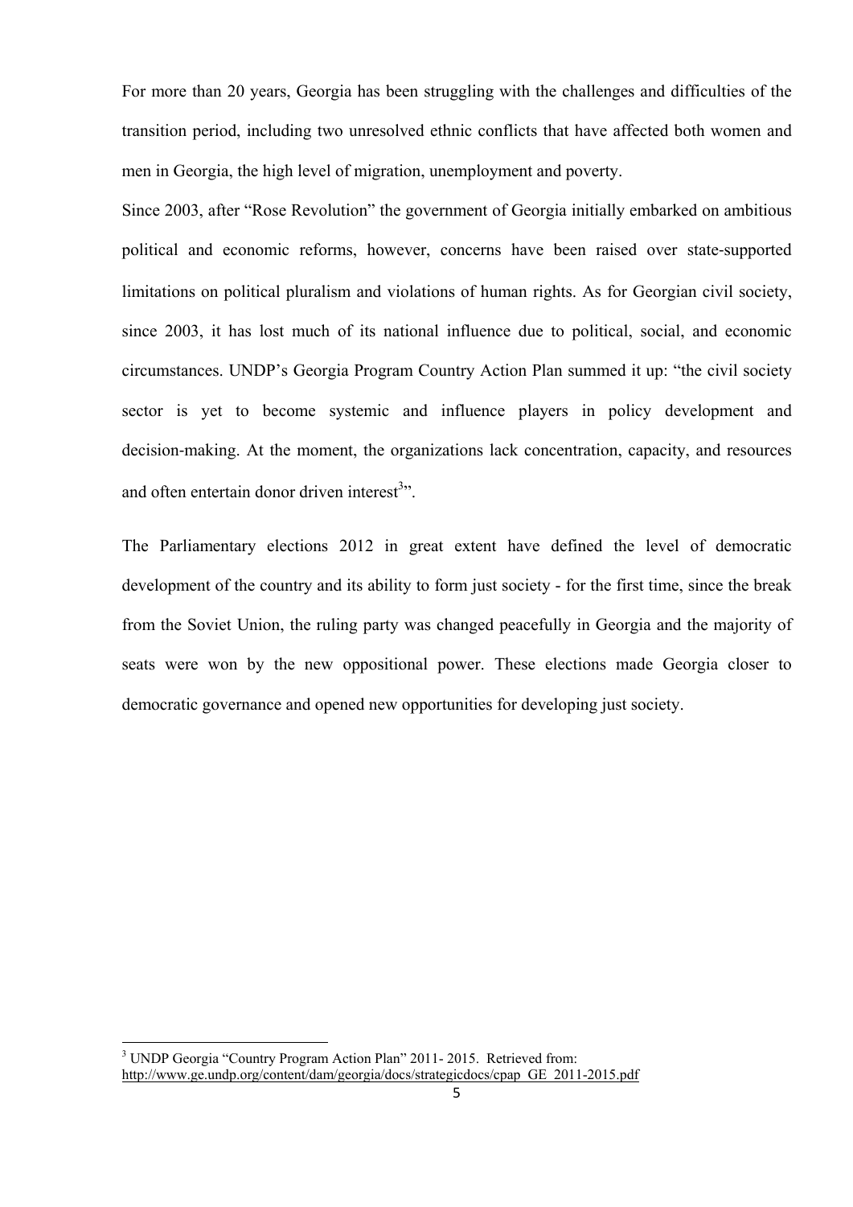For more than 20 years, Georgia has been struggling with the challenges and difficulties of the transition period, including two unresolved ethnic conflicts that have affected both women and men in Georgia, the high level of migration, unemployment and poverty.

Since 2003, after "Rose Revolution" the government of Georgia initially embarked on ambitious political and economic reforms, however, concerns have been raised over state-supported limitations on political pluralism and violations of human rights. As for Georgian civil society, since 2003, it has lost much of its national influence due to political, social, and economic circumstances. UNDP's Georgia Program Country Action Plan summed it up: "the civil society sector is yet to become systemic and influence players in policy development and decision-making. At the moment, the organizations lack concentration, capacity, and resources and often entertain donor driven interest[3]".

The Parliamentary elections 2012 in great extent have defined the level of democratic development of the country and its ability to form just society - for the first time, since the break from the Soviet Union, the ruling party was changed peacefully in Georgia and the majority of seats were won by the new oppositional power. These elections made Georgia closer to democratic governance and opened new opportunities for developing just society.

---

[3] UNDP Georgia "Country Program Action Plan" 2011- 2015. Retrieved from: http://www.ge.undp.org/content/dam/georgia/docs/strategicdocs/cpap_GE_2011-2015.pdf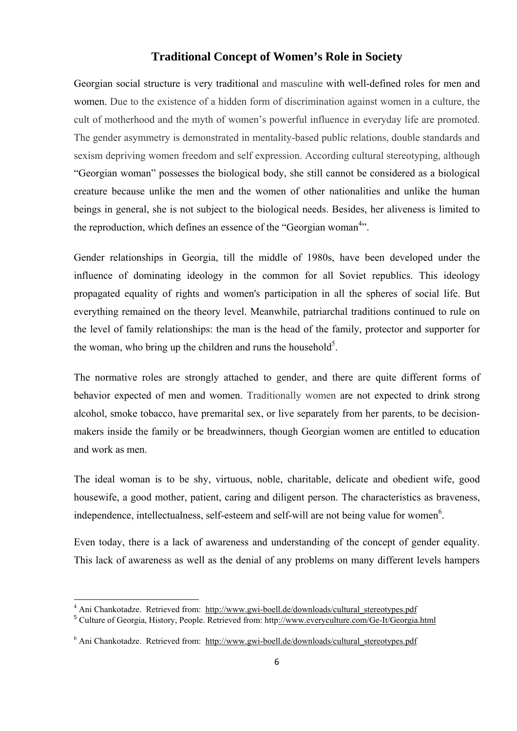## Traditional Concept of Women's Role in Society

Georgian social structure is very traditional and masculine with well-defined roles for men and women. Due to the existence of a hidden form of discrimination against women in a culture, the cult of motherhood and the myth of women's powerful influence in everyday life are promoted. The gender asymmetry is demonstrated in mentality-based public relations, double standards and sexism depriving women freedom and self expression. According cultural stereotyping, although "Georgian woman" possesses the biological body, she still cannot be considered as a biological creature because unlike the men and the women of other nationalities and unlike the human beings in general, she is not subject to the biological needs. Besides, her aliveness is limited to the reproduction, which defines an essence of the "Georgian woman[4]".

Gender relationships in Georgia, till the middle of 1980s, have been developed under the influence of dominating ideology in the common for all Soviet republics. This ideology propagated equality of rights and women's participation in all the spheres of social life. But everything remained on the theory level. Meanwhile, patriarchal traditions continued to rule on the level of family relationships: the man is the head of the family, protector and supporter for the woman, who bring up the children and runs the household[5].

The normative roles are strongly attached to gender, and there are quite different forms of behavior expected of men and women. Traditionally women are not expected to drink strong alcohol, smoke tobacco, have premarital sex, or live separately from her parents, to be decision-makers inside the family or be breadwinners, though Georgian women are entitled to education and work as men.

The ideal woman is to be shy, virtuous, noble, charitable, delicate and obedient wife, good housewife, a good mother, patient, caring and diligent person. The characteristics as braveness, independence, intellectualness, self-esteem and self-will are not being value for women[6].

Even today, there is a lack of awareness and understanding of the concept of gender equality. This lack of awareness as well as the denial of any problems on many different levels hampers

---

[4] Ani Chankotadze. Retrieved from: http://www.gwi-boell.de/downloads/cultural_stereotypes.pdf

[5] Culture of Georgia, History, People. Retrieved from: http://www.everyculture.com/Ge-It/Georgia.html

[6] Ani Chankotadze. Retrieved from: http://www.gwi-boell.de/downloads/cultural_stereotypes.pdf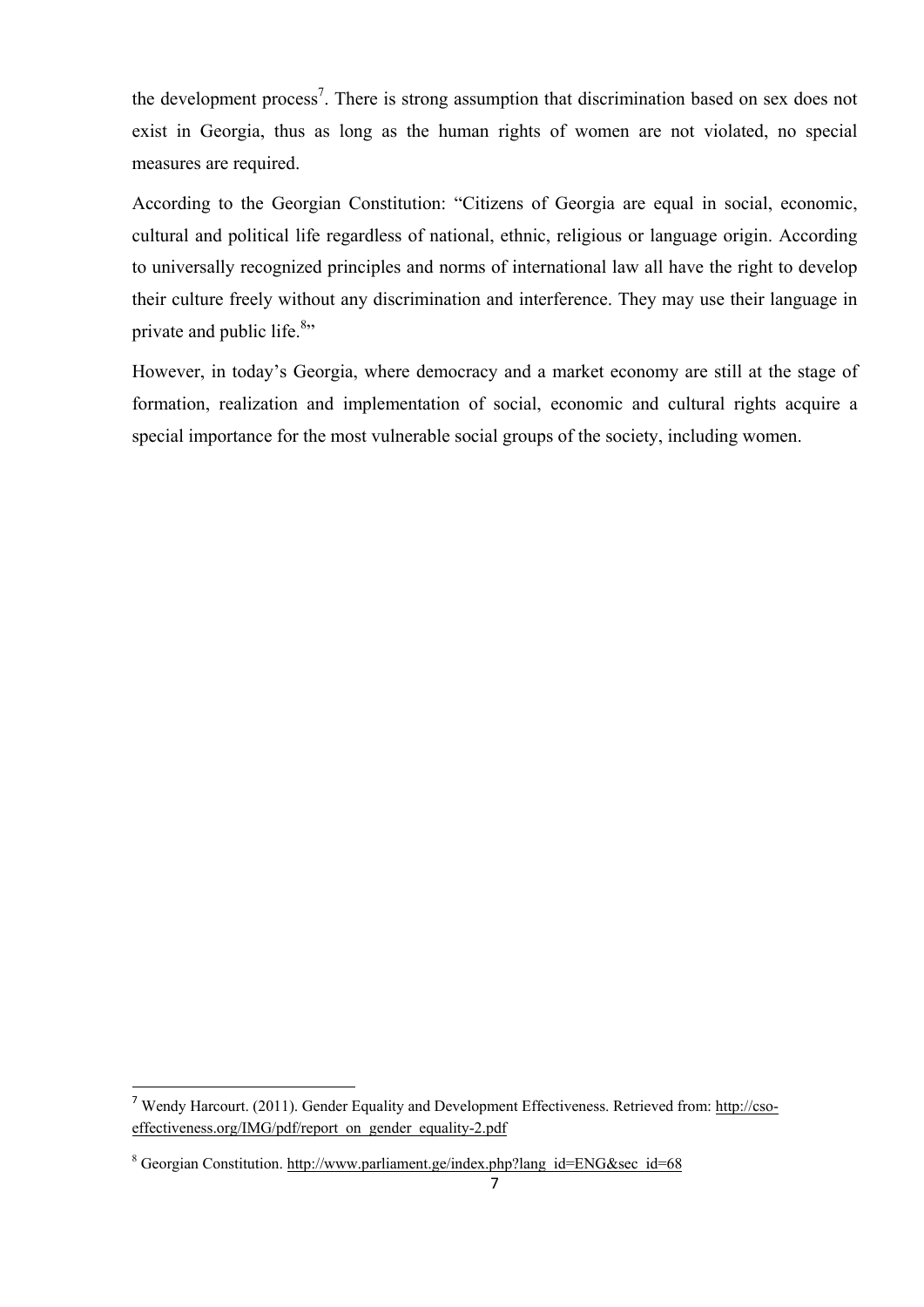the development process[7]. There is strong assumption that discrimination based on sex does not exist in Georgia, thus as long as the human rights of women are not violated, no special measures are required.

According to the Georgian Constitution: "Citizens of Georgia are equal in social, economic, cultural and political life regardless of national, ethnic, religious or language origin. According to universally recognized principles and norms of international law all have the right to develop their culture freely without any discrimination and interference. They may use their language in private and public life.[8]"

However, in today's Georgia, where democracy and a market economy are still at the stage of formation, realization and implementation of social, economic and cultural rights acquire a special importance for the most vulnerable social groups of the society, including women.

---

[7] Wendy Harcourt. (2011). Gender Equality and Development Effectiveness. Retrieved from: http://cso-effectiveness.org/IMG/pdf/report_on_gender_equality-2.pdf

[8] Georgian Constitution. http://www.parliament.ge/index.php?lang_id=ENG&sec_id=68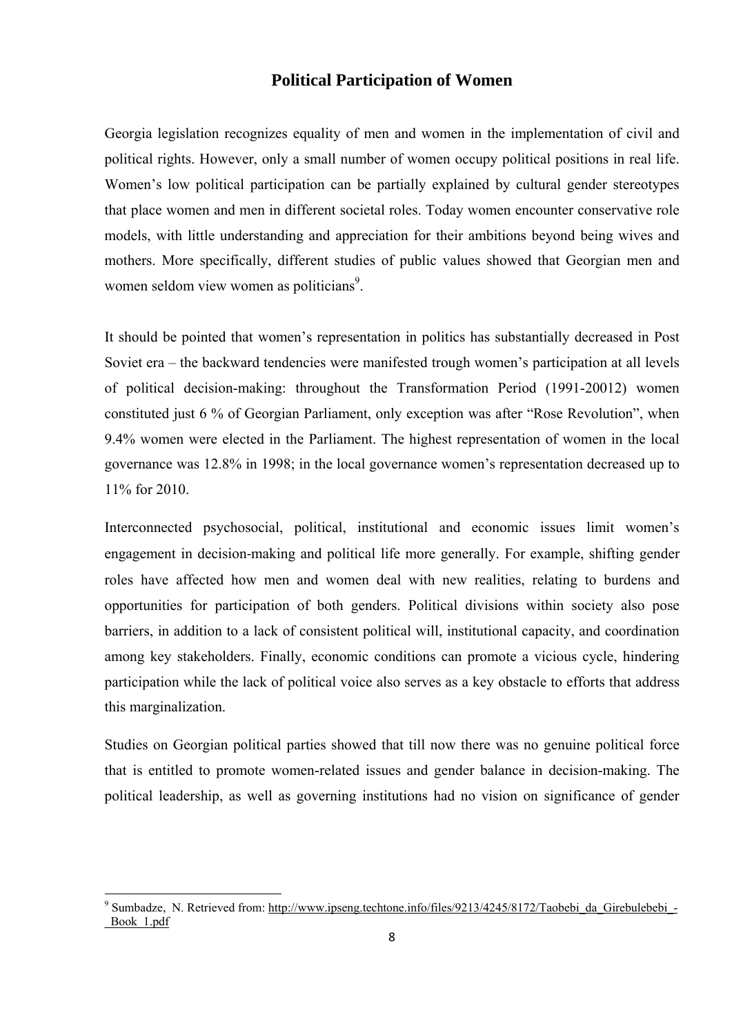## Political Participation of Women

Georgia legislation recognizes equality of men and women in the implementation of civil and political rights. However, only a small number of women occupy political positions in real life. Women's low political participation can be partially explained by cultural gender stereotypes that place women and men in different societal roles. Today women encounter conservative role models, with little understanding and appreciation for their ambitions beyond being wives and mothers. More specifically, different studies of public values showed that Georgian men and women seldom view women as politicians[9].

It should be pointed that women's representation in politics has substantially decreased in Post Soviet era – the backward tendencies were manifested trough women's participation at all levels of political decision-making: throughout the Transformation Period (1991-20012) women constituted just 6 % of Georgian Parliament, only exception was after "Rose Revolution", when 9.4% women were elected in the Parliament. The highest representation of women in the local governance was 12.8% in 1998; in the local governance women's representation decreased up to 11% for 2010.

Interconnected psychosocial, political, institutional and economic issues limit women's engagement in decision-making and political life more generally. For example, shifting gender roles have affected how men and women deal with new realities, relating to burdens and opportunities for participation of both genders. Political divisions within society also pose barriers, in addition to a lack of consistent political will, institutional capacity, and coordination among key stakeholders. Finally, economic conditions can promote a vicious cycle, hindering participation while the lack of political voice also serves as a key obstacle to efforts that address this marginalization.

Studies on Georgian political parties showed that till now there was no genuine political force that is entitled to promote women-related issues and gender balance in decision-making. The political leadership, as well as governing institutions had no vision on significance of gender

---

[9] Sumbadze, N. Retrieved from: http://www.ipseng.techtone.info/files/9213/4245/8172/Taobebi_da_Girebulebebi_-_Book_1.pdf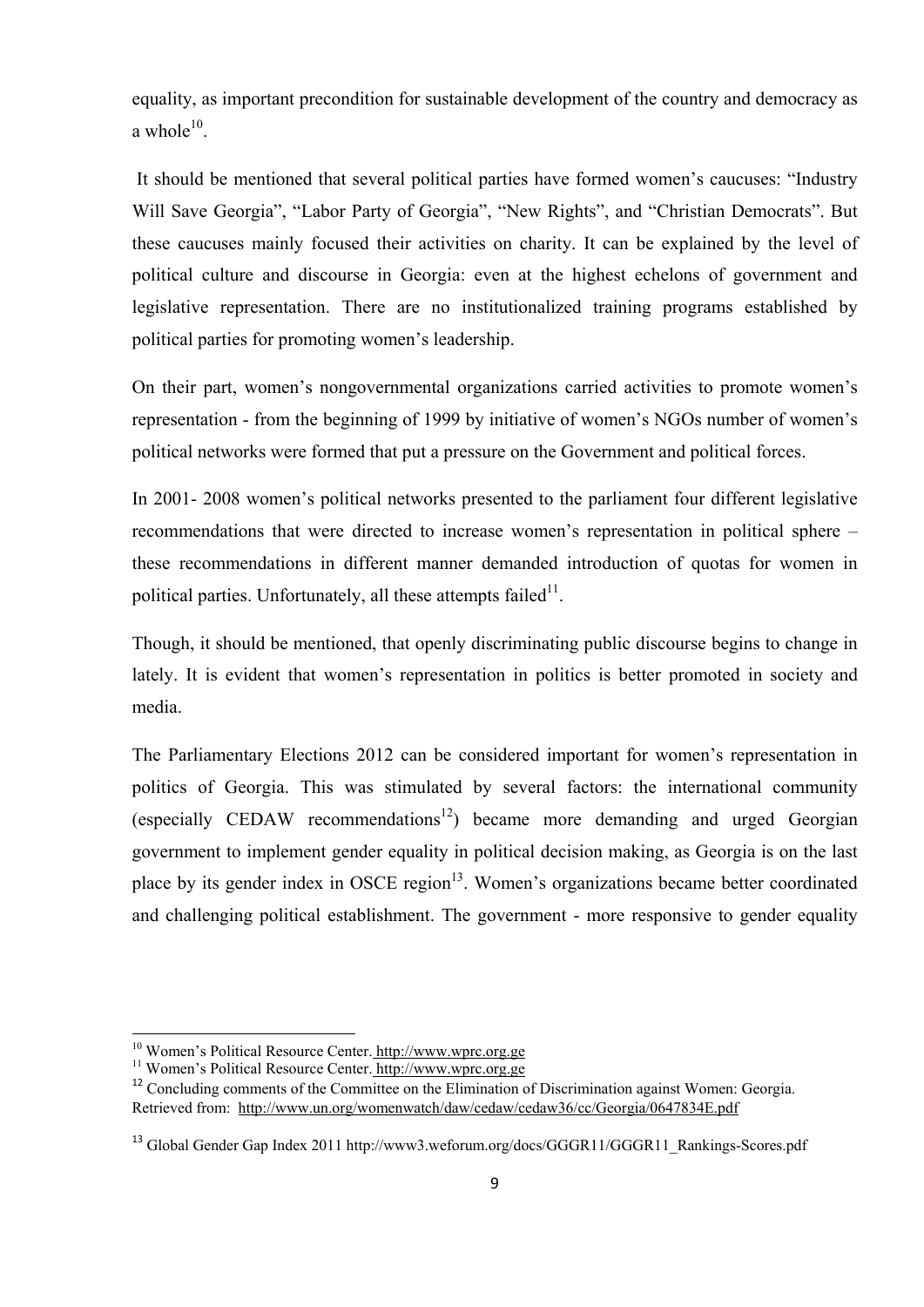equality, as important precondition for sustainable development of the country and democracy as a whole[10].

It should be mentioned that several political parties have formed women's caucuses: "Industry Will Save Georgia", "Labor Party of Georgia", "New Rights", and "Christian Democrats". But these caucuses mainly focused their activities on charity. It can be explained by the level of political culture and discourse in Georgia: even at the highest echelons of government and legislative representation. There are no institutionalized training programs established by political parties for promoting women's leadership.

On their part, women's nongovernmental organizations carried activities to promote women's representation - from the beginning of 1999 by initiative of women's NGOs number of women's political networks were formed that put a pressure on the Government and political forces.

In 2001- 2008 women's political networks presented to the parliament four different legislative recommendations that were directed to increase women's representation in political sphere – these recommendations in different manner demanded introduction of quotas for women in political parties. Unfortunately, all these attempts failed[11].

Though, it should be mentioned, that openly discriminating public discourse begins to change in lately. It is evident that women's representation in politics is better promoted in society and media.

The Parliamentary Elections 2012 can be considered important for women's representation in politics of Georgia. This was stimulated by several factors: the international community (especially CEDAW recommendations[12]) became more demanding and urged Georgian government to implement gender equality in political decision making, as Georgia is on the last place by its gender index in OSCE region[13]. Women's organizations became better coordinated and challenging political establishment. The government - more responsive to gender equality

---

[10] Women's Political Resource Center. http://www.wprc.org.ge

[11] Women's Political Resource Center. http://www.wprc.org.ge

[12] Concluding comments of the Committee on the Elimination of Discrimination against Women: Georgia. Retrieved from: http://www.un.org/womenwatch/daw/cedaw/cedaw36/cc/Georgia/0647834E.pdf

[13] Global Gender Gap Index 2011 http://www3.weforum.org/docs/GGGR11/GGGR11_Rankings-Scores.pdf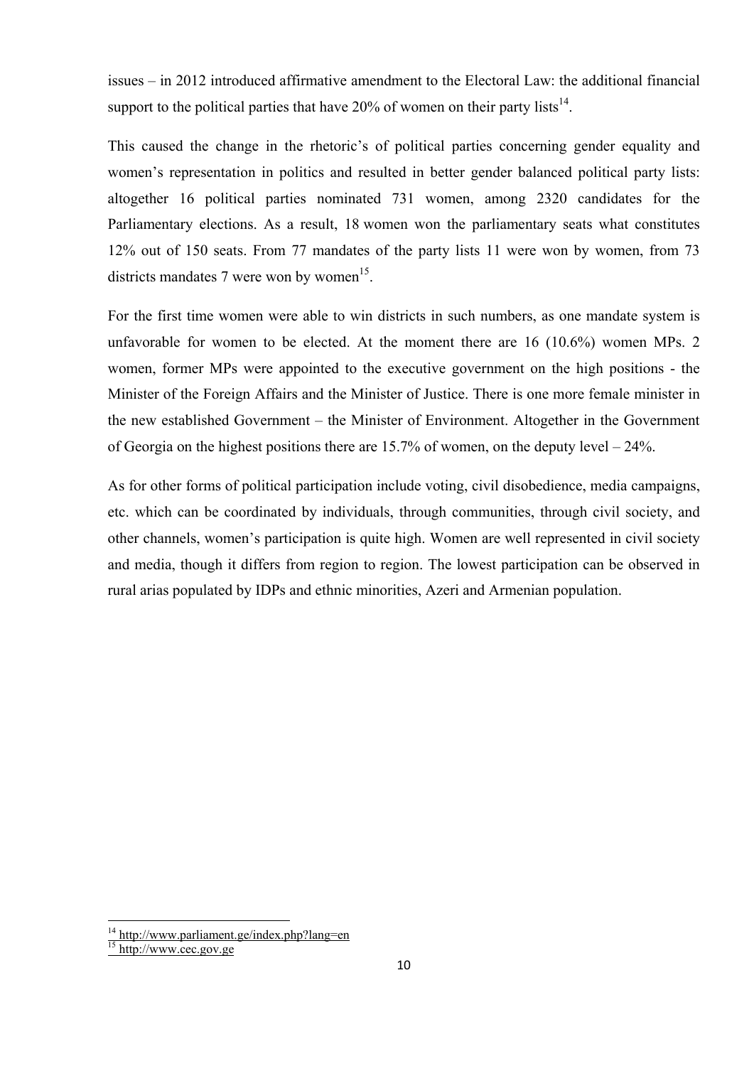issues – in 2012 introduced affirmative amendment to the Electoral Law: the additional financial support to the political parties that have 20% of women on their party lists[14].

This caused the change in the rhetoric's of political parties concerning gender equality and women's representation in politics and resulted in better gender balanced political party lists: altogether 16 political parties nominated 731 women, among 2320 candidates for the Parliamentary elections. As a result, 18 women won the parliamentary seats what constitutes 12% out of 150 seats. From 77 mandates of the party lists 11 were won by women, from 73 districts mandates 7 were won by women[15].

For the first time women were able to win districts in such numbers, as one mandate system is unfavorable for women to be elected. At the moment there are 16 (10.6%) women MPs. 2 women, former MPs were appointed to the executive government on the high positions - the Minister of the Foreign Affairs and the Minister of Justice. There is one more female minister in the new established Government – the Minister of Environment. Altogether in the Government of Georgia on the highest positions there are 15.7% of women, on the deputy level – 24%.

As for other forms of political participation include voting, civil disobedience, media campaigns, etc. which can be coordinated by individuals, through communities, through civil society, and other channels, women's participation is quite high. Women are well represented in civil society and media, though it differs from region to region. The lowest participation can be observed in rural arias populated by IDPs and ethnic minorities, Azeri and Armenian population.

---

[14] http://www.parliament.ge/index.php?lang=en

[15] http://www.cec.gov.ge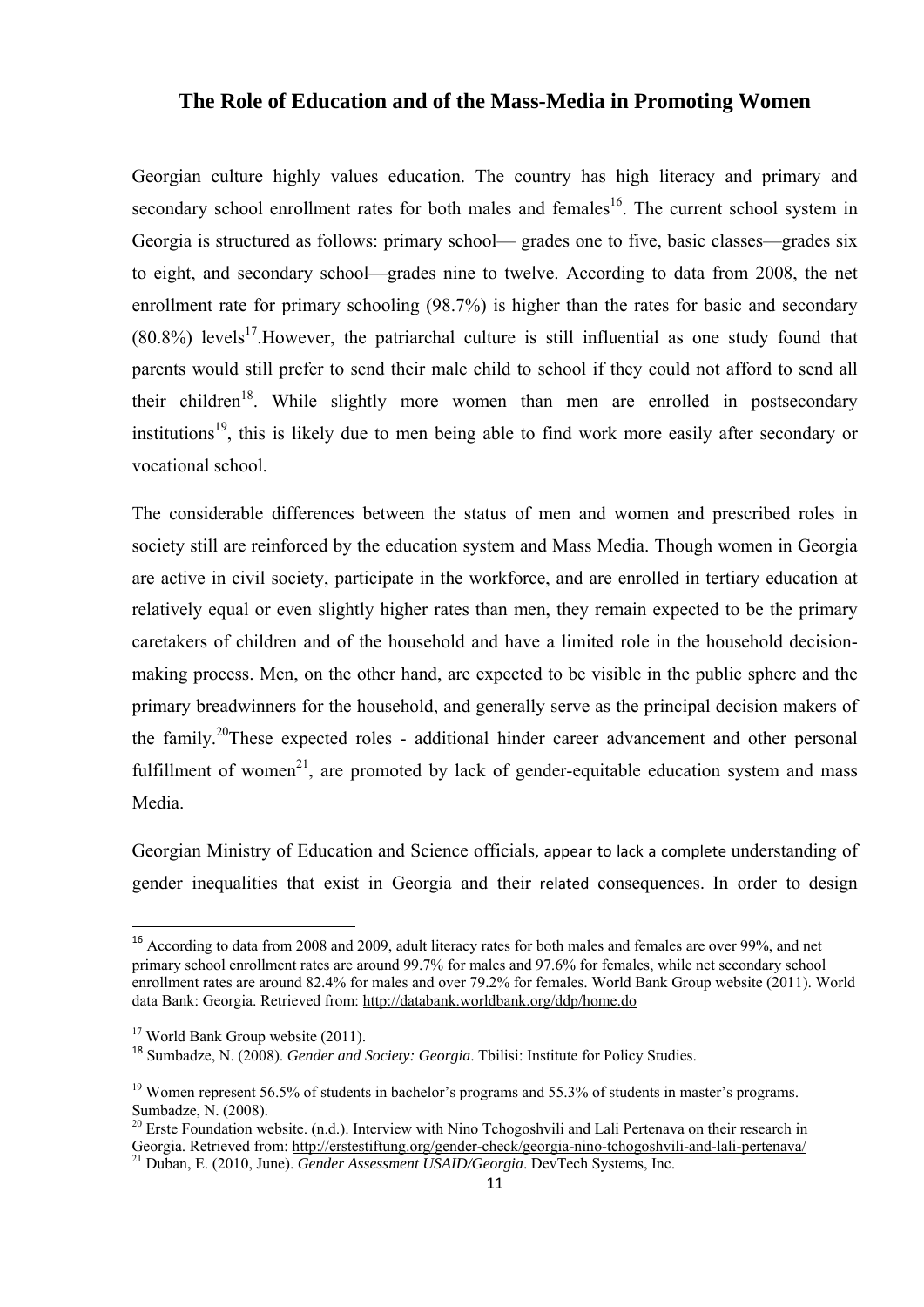## The Role of Education and of the Mass-Media in Promoting Women

Georgian culture highly values education. The country has high literacy and primary and secondary school enrollment rates for both males and females[16]. The current school system in Georgia is structured as follows: primary school— grades one to five, basic classes—grades six to eight, and secondary school—grades nine to twelve. According to data from 2008, the net enrollment rate for primary schooling (98.7%) is higher than the rates for basic and secondary (80.8%) levels[17].However, the patriarchal culture is still influential as one study found that parents would still prefer to send their male child to school if they could not afford to send all their children[18]. While slightly more women than men are enrolled in postsecondary institutions[19], this is likely due to men being able to find work more easily after secondary or vocational school.

The considerable differences between the status of men and women and prescribed roles in society still are reinforced by the education system and Mass Media. Though women in Georgia are active in civil society, participate in the workforce, and are enrolled in tertiary education at relatively equal or even slightly higher rates than men, they remain expected to be the primary caretakers of children and of the household and have a limited role in the household decision-making process. Men, on the other hand, are expected to be visible in the public sphere and the primary breadwinners for the household, and generally serve as the principal decision makers of the family.[20]These expected roles - additional hinder career advancement and other personal fulfillment of women[21], are promoted by lack of gender-equitable education system and mass Media.

Georgian Ministry of Education and Science officials, appear to lack a complete understanding of gender inequalities that exist in Georgia and their related consequences. In order to design

---

[16] According to data from 2008 and 2009, adult literacy rates for both males and females are over 99%, and net primary school enrollment rates are around 99.7% for males and 97.6% for females, while net secondary school enrollment rates are around 82.4% for males and over 79.2% for females. World Bank Group website (2011). World data Bank: Georgia. Retrieved from: http://databank.worldbank.org/ddp/home.do

[17] World Bank Group website (2011).

[18] Sumbadze, N. (2008). *Gender and Society: Georgia*. Tbilisi: Institute for Policy Studies.

[19] Women represent 56.5% of students in bachelor's programs and 55.3% of students in master's programs. Sumbadze, N. (2008).

[20] Erste Foundation website. (n.d.). Interview with Nino Tchogoshvili and Lali Pertenava on their research in Georgia. Retrieved from: http://erstestiftung.org/gender-check/georgia-nino-tchogoshvili-and-lali-pertenava/

[21] Duban, E. (2010, June). *Gender Assessment USAID/Georgia*. DevTech Systems, Inc.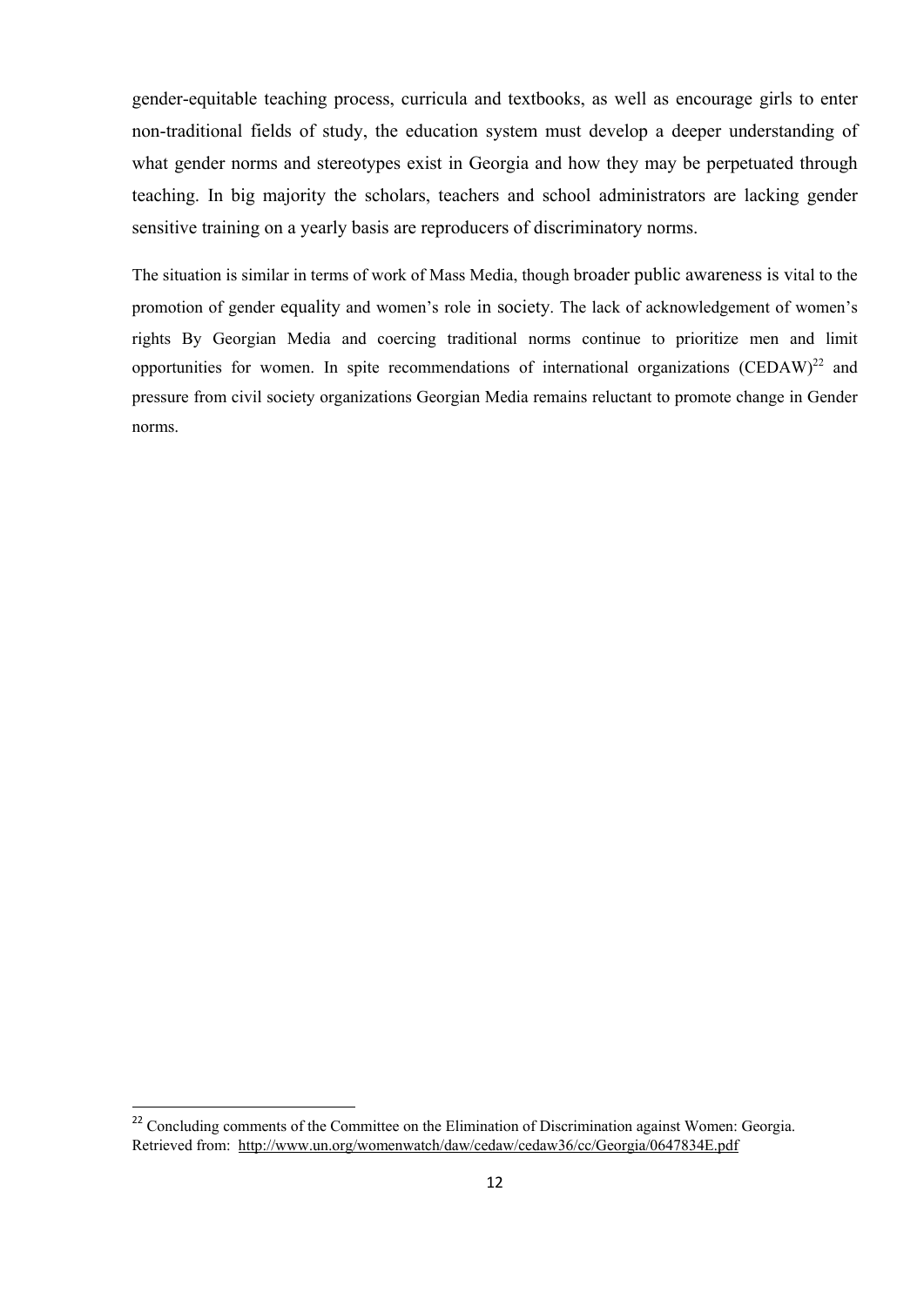gender-equitable teaching process, curricula and textbooks, as well as encourage girls to enter non-traditional fields of study, the education system must develop a deeper understanding of what gender norms and stereotypes exist in Georgia and how they may be perpetuated through teaching. In big majority the scholars, teachers and school administrators are lacking gender sensitive training on a yearly basis are reproducers of discriminatory norms.

The situation is similar in terms of work of Mass Media, though broader public awareness is vital to the promotion of gender equality and women's role in society. The lack of acknowledgement of women's rights By Georgian Media and coercing traditional norms continue to prioritize men and limit opportunities for women. In spite recommendations of international organizations (CEDAW)[22] and pressure from civil society organizations Georgian Media remains reluctant to promote change in Gender norms.

---

[22] Concluding comments of the Committee on the Elimination of Discrimination against Women: Georgia. Retrieved from: http://www.un.org/womenwatch/daw/cedaw/cedaw36/cc/Georgia/0647834E.pdf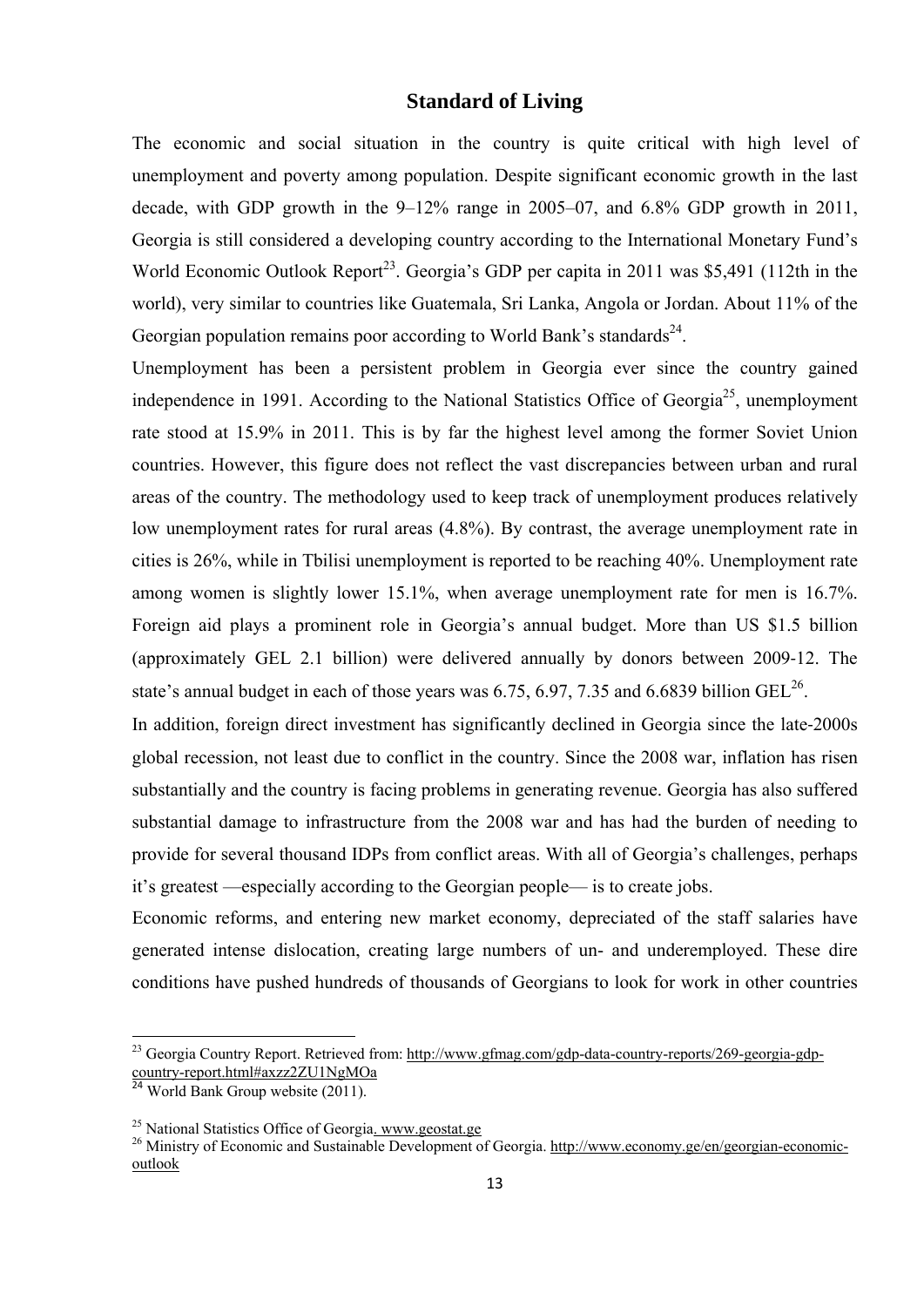## Standard of Living

The economic and social situation in the country is quite critical with high level of unemployment and poverty among population. Despite significant economic growth in the last decade, with GDP growth in the 9–12% range in 2005–07, and 6.8% GDP growth in 2011, Georgia is still considered a developing country according to the International Monetary Fund's World Economic Outlook Report[23]. Georgia's GDP per capita in 2011 was $5,491 (112th in the world), very similar to countries like Guatemala, Sri Lanka, Angola or Jordan. About 11% of the Georgian population remains poor according to World Bank's standards[24].

Unemployment has been a persistent problem in Georgia ever since the country gained independence in 1991. According to the National Statistics Office of Georgia[25], unemployment rate stood at 15.9% in 2011. This is by far the highest level among the former Soviet Union countries. However, this figure does not reflect the vast discrepancies between urban and rural areas of the country. The methodology used to keep track of unemployment produces relatively low unemployment rates for rural areas (4.8%). By contrast, the average unemployment rate in cities is 26%, while in Tbilisi unemployment is reported to be reaching 40%. Unemployment rate among women is slightly lower 15.1%, when average unemployment rate for men is 16.7%. Foreign aid plays a prominent role in Georgia's annual budget. More than US $1.5 billion (approximately GEL 2.1 billion) were delivered annually by donors between 2009-12. The state's annual budget in each of those years was 6.75, 6.97, 7.35 and 6.6839 billion GEL[26].

In addition, foreign direct investment has significantly declined in Georgia since the late-2000s global recession, not least due to conflict in the country. Since the 2008 war, inflation has risen substantially and the country is facing problems in generating revenue. Georgia has also suffered substantial damage to infrastructure from the 2008 war and has had the burden of needing to provide for several thousand IDPs from conflict areas. With all of Georgia's challenges, perhaps it's greatest —especially according to the Georgian people— is to create jobs.

Economic reforms, and entering new market economy, depreciated of the staff salaries have generated intense dislocation, creating large numbers of un- and underemployed. These dire conditions have pushed hundreds of thousands of Georgians to look for work in other countries

---

[23] Georgia Country Report. Retrieved from: http://www.gfmag.com/gdp-data-country-reports/269-georgia-gdp-country-report.html#axzz2ZU1NgMOa

[24] World Bank Group website (2011).

[25] National Statistics Office of Georgia. www.geostat.ge

[26] Ministry of Economic and Sustainable Development of Georgia. http://www.economy.ge/en/georgian-economic-outlook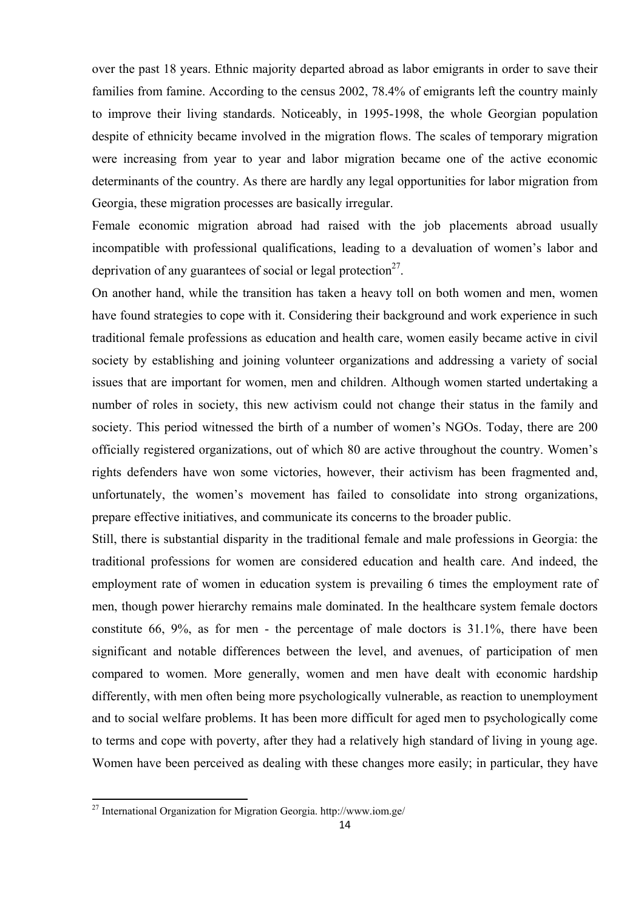over the past 18 years. Ethnic majority departed abroad as labor emigrants in order to save their families from famine. According to the census 2002, 78.4% of emigrants left the country mainly to improve their living standards. Noticeably, in 1995-1998, the whole Georgian population despite of ethnicity became involved in the migration flows. The scales of temporary migration were increasing from year to year and labor migration became one of the active economic determinants of the country. As there are hardly any legal opportunities for labor migration from Georgia, these migration processes are basically irregular.

Female economic migration abroad had raised with the job placements abroad usually incompatible with professional qualifications, leading to a devaluation of women's labor and deprivation of any guarantees of social or legal protection[27].

On another hand, while the transition has taken a heavy toll on both women and men, women have found strategies to cope with it. Considering their background and work experience in such traditional female professions as education and health care, women easily became active in civil society by establishing and joining volunteer organizations and addressing a variety of social issues that are important for women, men and children. Although women started undertaking a number of roles in society, this new activism could not change their status in the family and society. This period witnessed the birth of a number of women's NGOs. Today, there are 200 officially registered organizations, out of which 80 are active throughout the country. Women's rights defenders have won some victories, however, their activism has been fragmented and, unfortunately, the women's movement has failed to consolidate into strong organizations, prepare effective initiatives, and communicate its concerns to the broader public.

Still, there is substantial disparity in the traditional female and male professions in Georgia: the traditional professions for women are considered education and health care. And indeed, the employment rate of women in education system is prevailing 6 times the employment rate of men, though power hierarchy remains male dominated. In the healthcare system female doctors constitute 66, 9%, as for men - the percentage of male doctors is 31.1%, there have been significant and notable differences between the level, and avenues, of participation of men compared to women. More generally, women and men have dealt with economic hardship differently, with men often being more psychologically vulnerable, as reaction to unemployment and to social welfare problems. It has been more difficult for aged men to psychologically come to terms and cope with poverty, after they had a relatively high standard of living in young age. Women have been perceived as dealing with these changes more easily; in particular, they have

[27] International Organization for Migration Georgia. http://www.iom.ge/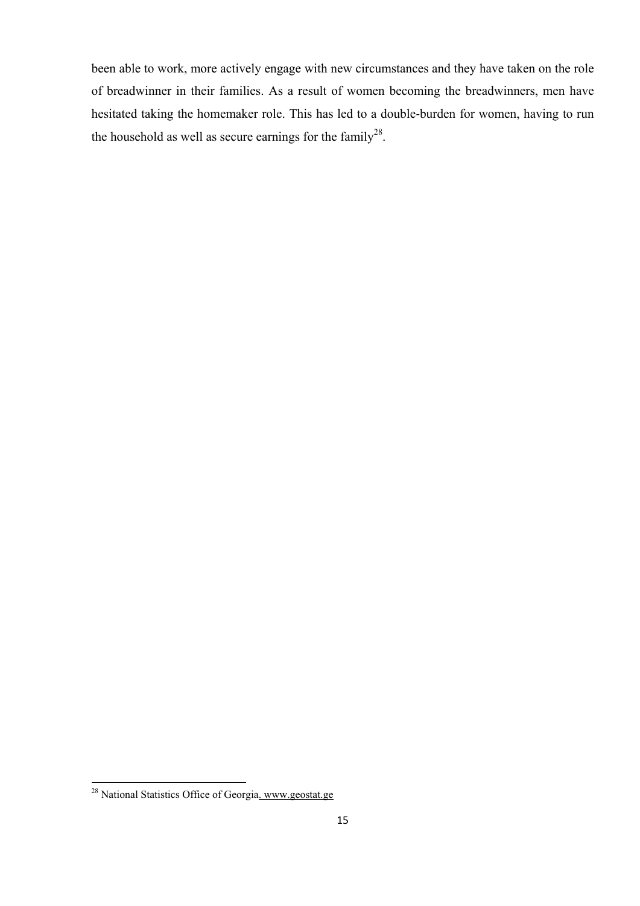been able to work, more actively engage with new circumstances and they have taken on the role of breadwinner in their families. As a result of women becoming the breadwinners, men have hesitated taking the homemaker role. This has led to a double-burden for women, having to run the household as well as secure earnings for the family[28].

---

[28] National Statistics Office of Georgia. www.geostat.ge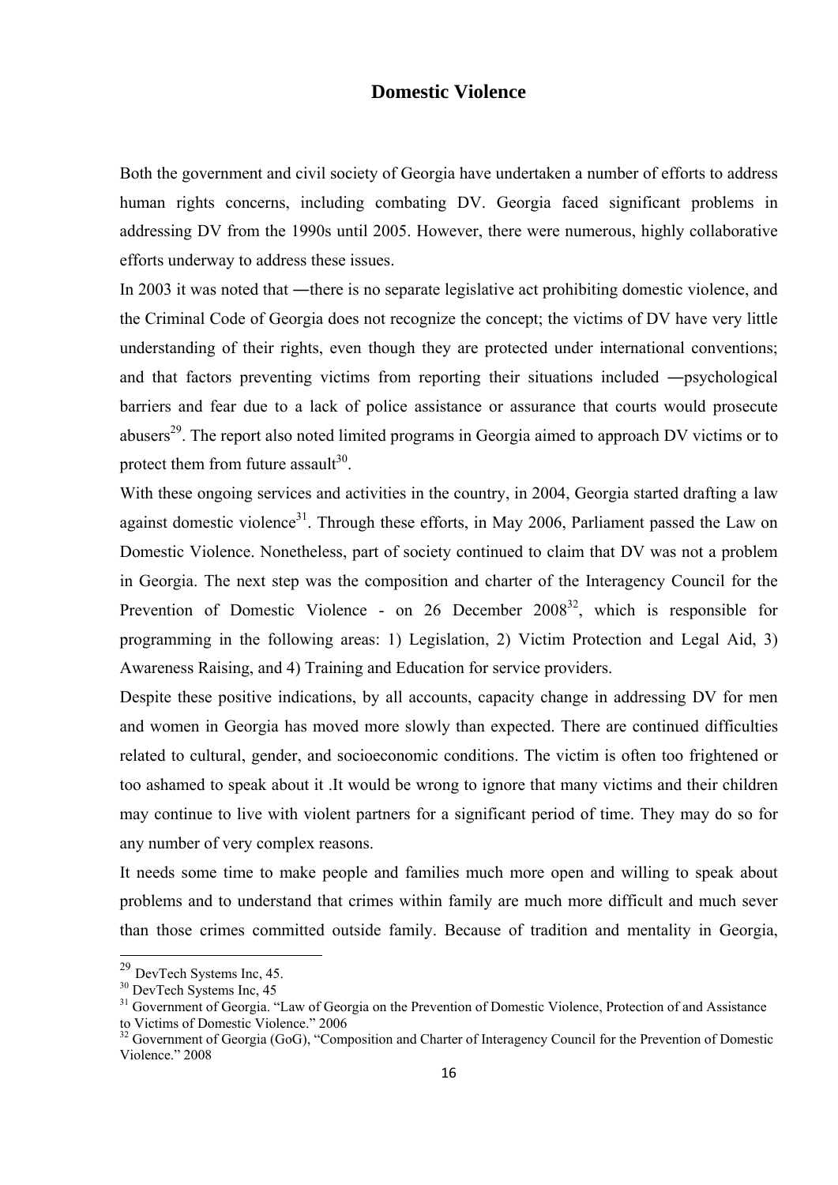## Domestic Violence

Both the government and civil society of Georgia have undertaken a number of efforts to address human rights concerns, including combating DV. Georgia faced significant problems in addressing DV from the 1990s until 2005. However, there were numerous, highly collaborative efforts underway to address these issues.

In 2003 it was noted that ―there is no separate legislative act prohibiting domestic violence, and the Criminal Code of Georgia does not recognize the concept; the victims of DV have very little understanding of their rights, even though they are protected under international conventions; and that factors preventing victims from reporting their situations included ―psychological barriers and fear due to a lack of police assistance or assurance that courts would prosecute abusers[29]. The report also noted limited programs in Georgia aimed to approach DV victims or to protect them from future assault[30].

With these ongoing services and activities in the country, in 2004, Georgia started drafting a law against domestic violence[31]. Through these efforts, in May 2006, Parliament passed the Law on Domestic Violence. Nonetheless, part of society continued to claim that DV was not a problem in Georgia. The next step was the composition and charter of the Interagency Council for the Prevention of Domestic Violence - on 26 December 2008[32], which is responsible for programming in the following areas: 1) Legislation, 2) Victim Protection and Legal Aid, 3) Awareness Raising, and 4) Training and Education for service providers.

Despite these positive indications, by all accounts, capacity change in addressing DV for men and women in Georgia has moved more slowly than expected. There are continued difficulties related to cultural, gender, and socioeconomic conditions. The victim is often too frightened or too ashamed to speak about it .It would be wrong to ignore that many victims and their children may continue to live with violent partners for a significant period of time. They may do so for any number of very complex reasons.

It needs some time to make people and families much more open and willing to speak about problems and to understand that crimes within family are much more difficult and much sever than those crimes committed outside family. Because of tradition and mentality in Georgia,

---

[29] DevTech Systems Inc, 45.

[30] DevTech Systems Inc, 45

[31] Government of Georgia. "Law of Georgia on the Prevention of Domestic Violence, Protection of and Assistance to Victims of Domestic Violence." 2006

[32] Government of Georgia (GoG), "Composition and Charter of Interagency Council for the Prevention of Domestic Violence." 2008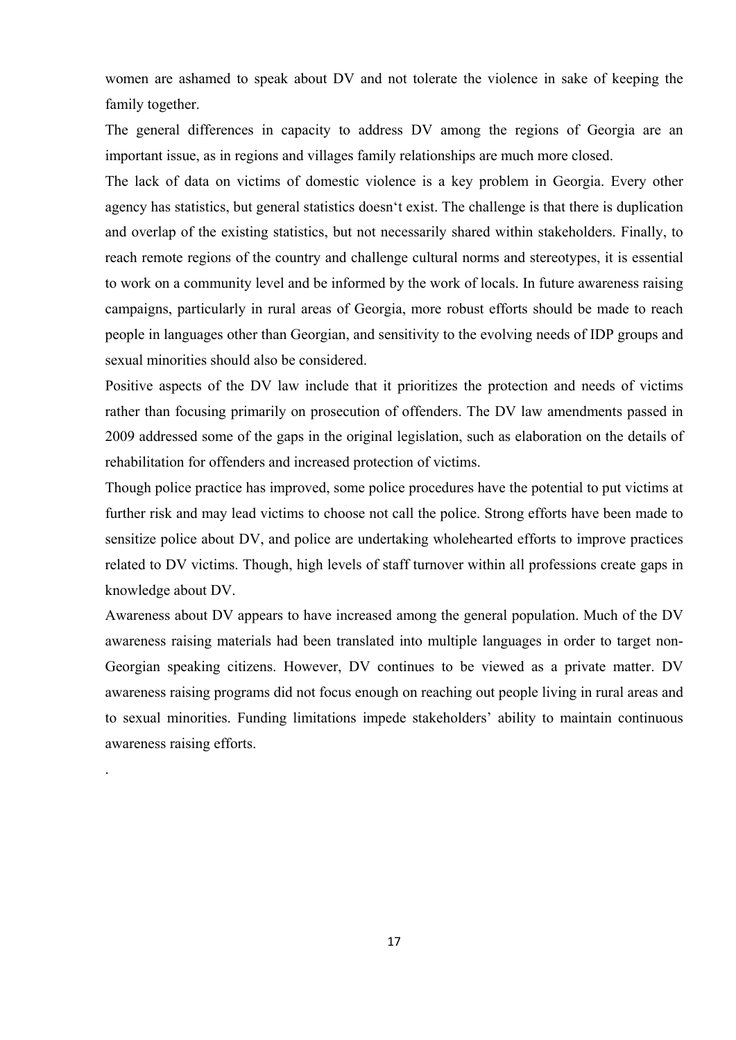women are ashamed to speak about DV and not tolerate the violence in sake of keeping the family together.

The general differences in capacity to address DV among the regions of Georgia are an important issue, as in regions and villages family relationships are much more closed.

The lack of data on victims of domestic violence is a key problem in Georgia. Every other agency has statistics, but general statistics doesn‘t exist. The challenge is that there is duplication and overlap of the existing statistics, but not necessarily shared within stakeholders. Finally, to reach remote regions of the country and challenge cultural norms and stereotypes, it is essential to work on a community level and be informed by the work of locals. In future awareness raising campaigns, particularly in rural areas of Georgia, more robust efforts should be made to reach people in languages other than Georgian, and sensitivity to the evolving needs of IDP groups and sexual minorities should also be considered.

Positive aspects of the DV law include that it prioritizes the protection and needs of victims rather than focusing primarily on prosecution of offenders. The DV law amendments passed in 2009 addressed some of the gaps in the original legislation, such as elaboration on the details of rehabilitation for offenders and increased protection of victims.

Though police practice has improved, some police procedures have the potential to put victims at further risk and may lead victims to choose not call the police. Strong efforts have been made to sensitize police about DV, and police are undertaking wholehearted efforts to improve practices related to DV victims. Though, high levels of staff turnover within all professions create gaps in knowledge about DV.

Awareness about DV appears to have increased among the general population. Much of the DV awareness raising materials had been translated into multiple languages in order to target non-Georgian speaking citizens. However, DV continues to be viewed as a private matter. DV awareness raising programs did not focus enough on reaching out people living in rural areas and to sexual minorities. Funding limitations impede stakeholders' ability to maintain continuous awareness raising efforts.

.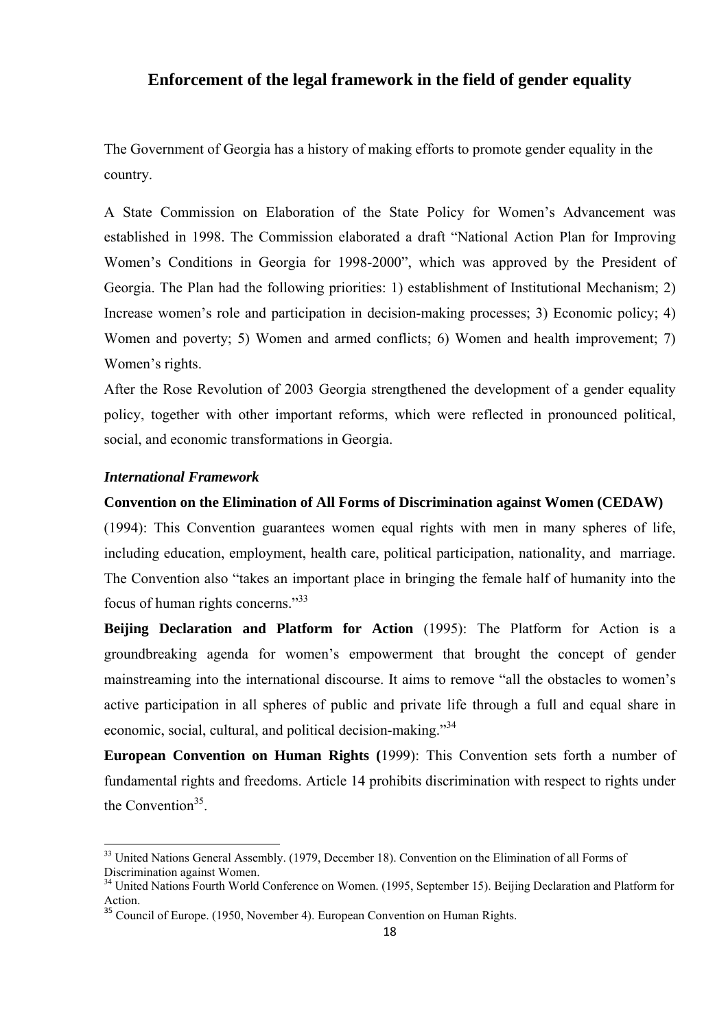## Enforcement of the legal framework in the field of gender equality

The Government of Georgia has a history of making efforts to promote gender equality in the country.

A State Commission on Elaboration of the State Policy for Women's Advancement was established in 1998. The Commission elaborated a draft "National Action Plan for Improving Women's Conditions in Georgia for 1998-2000", which was approved by the President of Georgia. The Plan had the following priorities: 1) establishment of Institutional Mechanism; 2) Increase women's role and participation in decision-making processes; 3) Economic policy; 4) Women and poverty; 5) Women and armed conflicts; 6) Women and health improvement; 7) Women's rights.

After the Rose Revolution of 2003 Georgia strengthened the development of a gender equality policy, together with other important reforms, which were reflected in pronounced political, social, and economic transformations in Georgia.

### *International Framework*

**Convention on the Elimination of All Forms of Discrimination against Women (CEDAW)** (1994): This Convention guarantees women equal rights with men in many spheres of life, including education, employment, health care, political participation, nationality, and marriage. The Convention also "takes an important place in bringing the female half of humanity into the focus of human rights concerns."[33]

**Beijing Declaration and Platform for Action** (1995): The Platform for Action is a groundbreaking agenda for women's empowerment that brought the concept of gender mainstreaming into the international discourse. It aims to remove "all the obstacles to women's active participation in all spheres of public and private life through a full and equal share in economic, social, cultural, and political decision-making."[34]

**European Convention on Human Rights (**1999): This Convention sets forth a number of fundamental rights and freedoms. Article 14 prohibits discrimination with respect to rights under the Convention[35].

---

[33] United Nations General Assembly. (1979, December 18). Convention on the Elimination of all Forms of Discrimination against Women.

[34] United Nations Fourth World Conference on Women. (1995, September 15). Beijing Declaration and Platform for Action.

[35] Council of Europe. (1950, November 4). European Convention on Human Rights.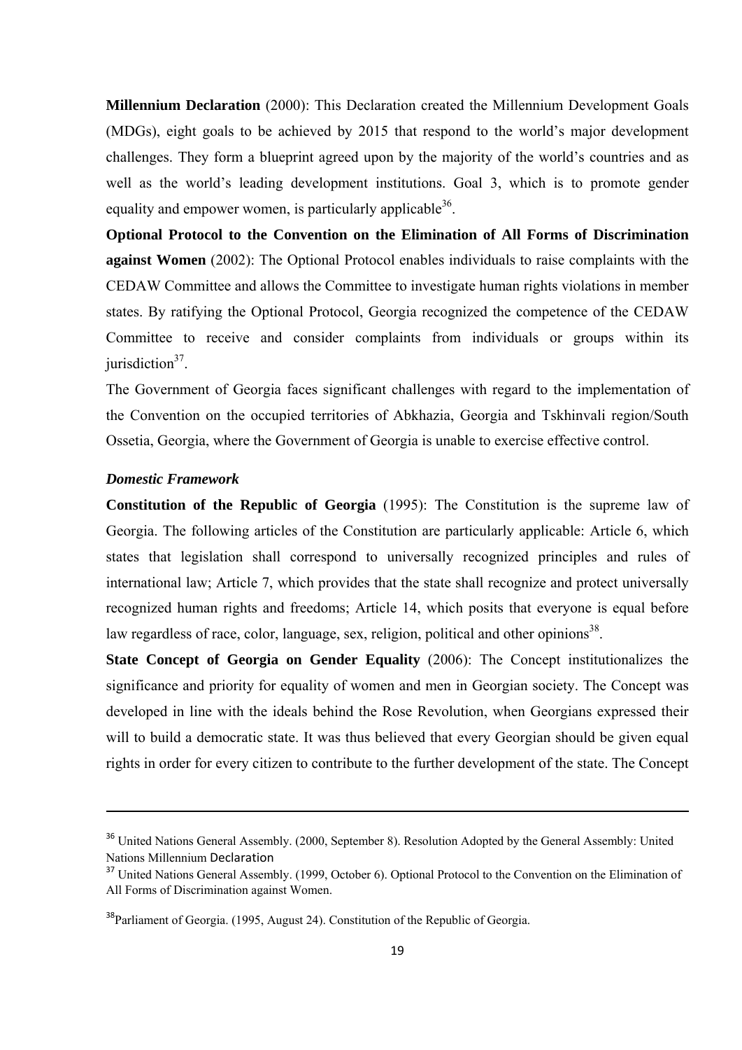**Millennium Declaration** (2000): This Declaration created the Millennium Development Goals (MDGs), eight goals to be achieved by 2015 that respond to the world's major development challenges. They form a blueprint agreed upon by the majority of the world's countries and as well as the world's leading development institutions. Goal 3, which is to promote gender equality and empower women, is particularly applicable[36].

**Optional Protocol to the Convention on the Elimination of All Forms of Discrimination against Women** (2002): The Optional Protocol enables individuals to raise complaints with the CEDAW Committee and allows the Committee to investigate human rights violations in member states. By ratifying the Optional Protocol, Georgia recognized the competence of the CEDAW Committee to receive and consider complaints from individuals or groups within its jurisdiction[37].

The Government of Georgia faces significant challenges with regard to the implementation of the Convention on the occupied territories of Abkhazia, Georgia and Tskhinvali region/South Ossetia, Georgia, where the Government of Georgia is unable to exercise effective control.

***Domestic Framework***

**Constitution of the Republic of Georgia** (1995): The Constitution is the supreme law of Georgia. The following articles of the Constitution are particularly applicable: Article 6, which states that legislation shall correspond to universally recognized principles and rules of international law; Article 7, which provides that the state shall recognize and protect universally recognized human rights and freedoms; Article 14, which posits that everyone is equal before law regardless of race, color, language, sex, religion, political and other opinions[38].

**State Concept of Georgia on Gender Equality** (2006): The Concept institutionalizes the significance and priority for equality of women and men in Georgian society. The Concept was developed in line with the ideals behind the Rose Revolution, when Georgians expressed their will to build a democratic state. It was thus believed that every Georgian should be given equal rights in order for every citizen to contribute to the further development of the state. The Concept

---

[36] United Nations General Assembly. (2000, September 8). Resolution Adopted by the General Assembly: United Nations Millennium Declaration

[37] United Nations General Assembly. (1999, October 6). Optional Protocol to the Convention on the Elimination of All Forms of Discrimination against Women.

[38] Parliament of Georgia. (1995, August 24). Constitution of the Republic of Georgia.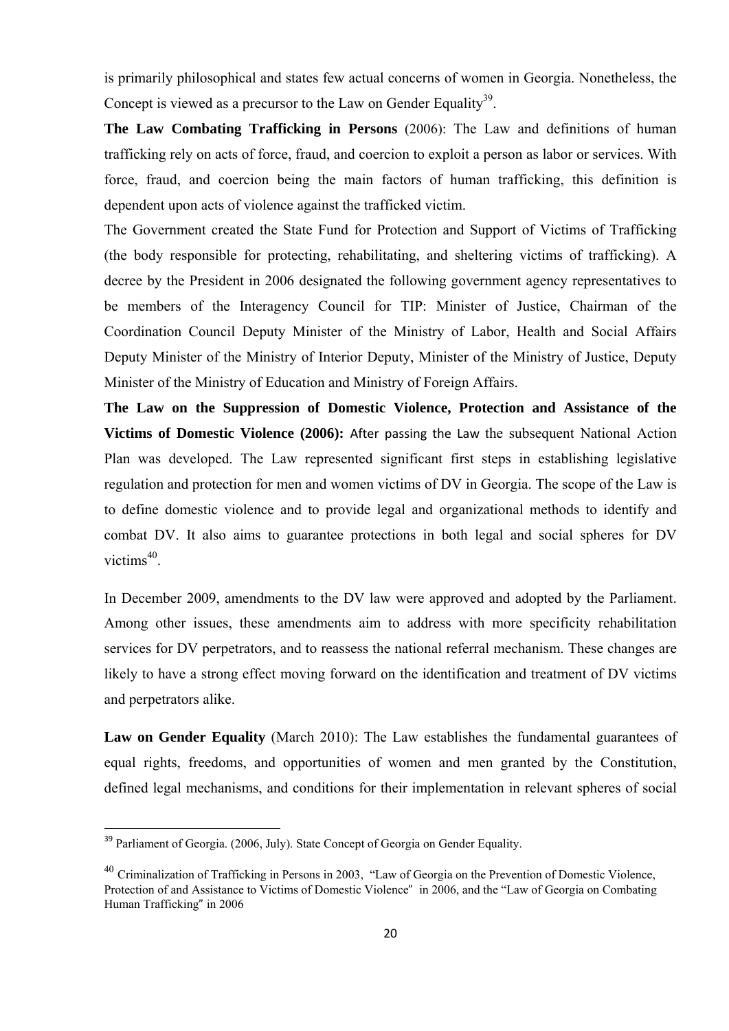is primarily philosophical and states few actual concerns of women in Georgia. Nonetheless, the Concept is viewed as a precursor to the Law on Gender Equality[39].

**The Law Combating Trafficking in Persons** (2006): The Law and definitions of human trafficking rely on acts of force, fraud, and coercion to exploit a person as labor or services. With force, fraud, and coercion being the main factors of human trafficking, this definition is dependent upon acts of violence against the trafficked victim.

The Government created the State Fund for Protection and Support of Victims of Trafficking (the body responsible for protecting, rehabilitating, and sheltering victims of trafficking). A decree by the President in 2006 designated the following government agency representatives to be members of the Interagency Council for TIP: Minister of Justice, Chairman of the Coordination Council Deputy Minister of the Ministry of Labor, Health and Social Affairs Deputy Minister of the Ministry of Interior Deputy, Minister of the Ministry of Justice, Deputy Minister of the Ministry of Education and Ministry of Foreign Affairs.

**The Law on the Suppression of Domestic Violence, Protection and Assistance of the Victims of Domestic Violence (2006):** After passing the Law the subsequent National Action Plan was developed. The Law represented significant first steps in establishing legislative regulation and protection for men and women victims of DV in Georgia. The scope of the Law is to define domestic violence and to provide legal and organizational methods to identify and combat DV. It also aims to guarantee protections in both legal and social spheres for DV victims[40].

In December 2009, amendments to the DV law were approved and adopted by the Parliament. Among other issues, these amendments aim to address with more specificity rehabilitation services for DV perpetrators, and to reassess the national referral mechanism. These changes are likely to have a strong effect moving forward on the identification and treatment of DV victims and perpetrators alike.

**Law on Gender Equality** (March 2010): The Law establishes the fundamental guarantees of equal rights, freedoms, and opportunities of women and men granted by the Constitution, defined legal mechanisms, and conditions for their implementation in relevant spheres of social

---

[39] Parliament of Georgia. (2006, July). State Concept of Georgia on Gender Equality.

[40] Criminalization of Trafficking in Persons in 2003, "Law of Georgia on the Prevention of Domestic Violence, Protection of and Assistance to Victims of Domestic Violence" in 2006, and the "Law of Georgia on Combating Human Trafficking" in 2006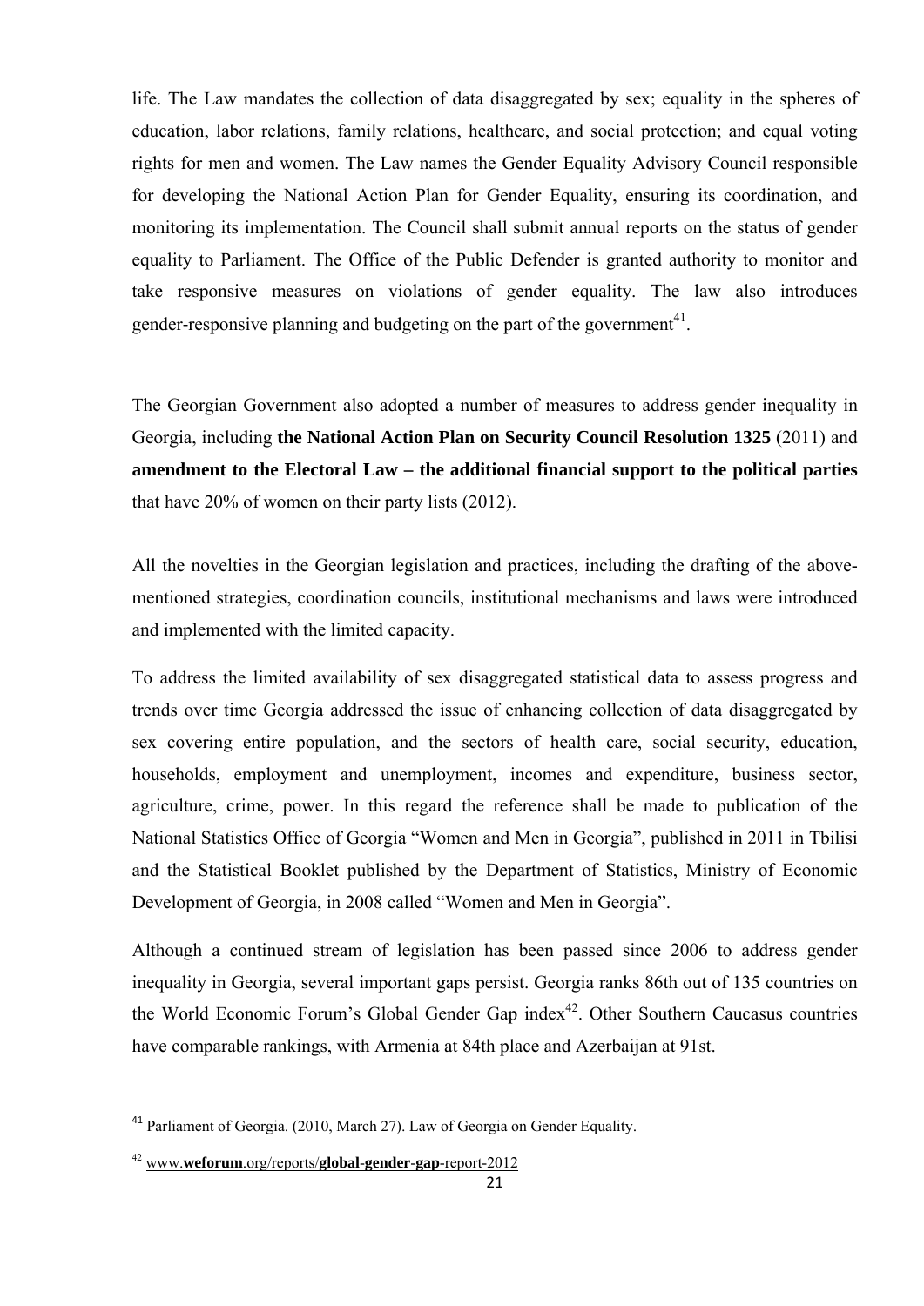life. The Law mandates the collection of data disaggregated by sex; equality in the spheres of education, labor relations, family relations, healthcare, and social protection; and equal voting rights for men and women. The Law names the Gender Equality Advisory Council responsible for developing the National Action Plan for Gender Equality, ensuring its coordination, and monitoring its implementation. The Council shall submit annual reports on the status of gender equality to Parliament. The Office of the Public Defender is granted authority to monitor and take responsive measures on violations of gender equality. The law also introduces gender-responsive planning and budgeting on the part of the government[41].

The Georgian Government also adopted a number of measures to address gender inequality in Georgia, including **the National Action Plan on Security Council Resolution 1325** (2011) and **amendment to the Electoral Law – the additional financial support to the political parties** that have 20% of women on their party lists (2012).

All the novelties in the Georgian legislation and practices, including the drafting of the above-mentioned strategies, coordination councils, institutional mechanisms and laws were introduced and implemented with the limited capacity.

To address the limited availability of sex disaggregated statistical data to assess progress and trends over time Georgia addressed the issue of enhancing collection of data disaggregated by sex covering entire population, and the sectors of health care, social security, education, households, employment and unemployment, incomes and expenditure, business sector, agriculture, crime, power. In this regard the reference shall be made to publication of the National Statistics Office of Georgia "Women and Men in Georgia", published in 2011 in Tbilisi and the Statistical Booklet published by the Department of Statistics, Ministry of Economic Development of Georgia, in 2008 called "Women and Men in Georgia".

Although a continued stream of legislation has been passed since 2006 to address gender inequality in Georgia, several important gaps persist. Georgia ranks 86th out of 135 countries on the World Economic Forum's Global Gender Gap index[42]. Other Southern Caucasus countries have comparable rankings, with Armenia at 84th place and Azerbaijan at 91st.

---

[41] Parliament of Georgia. (2010, March 27). Law of Georgia on Gender Equality.

[42] www.**weforum**.org/reports/**global-gender-gap**-report-2012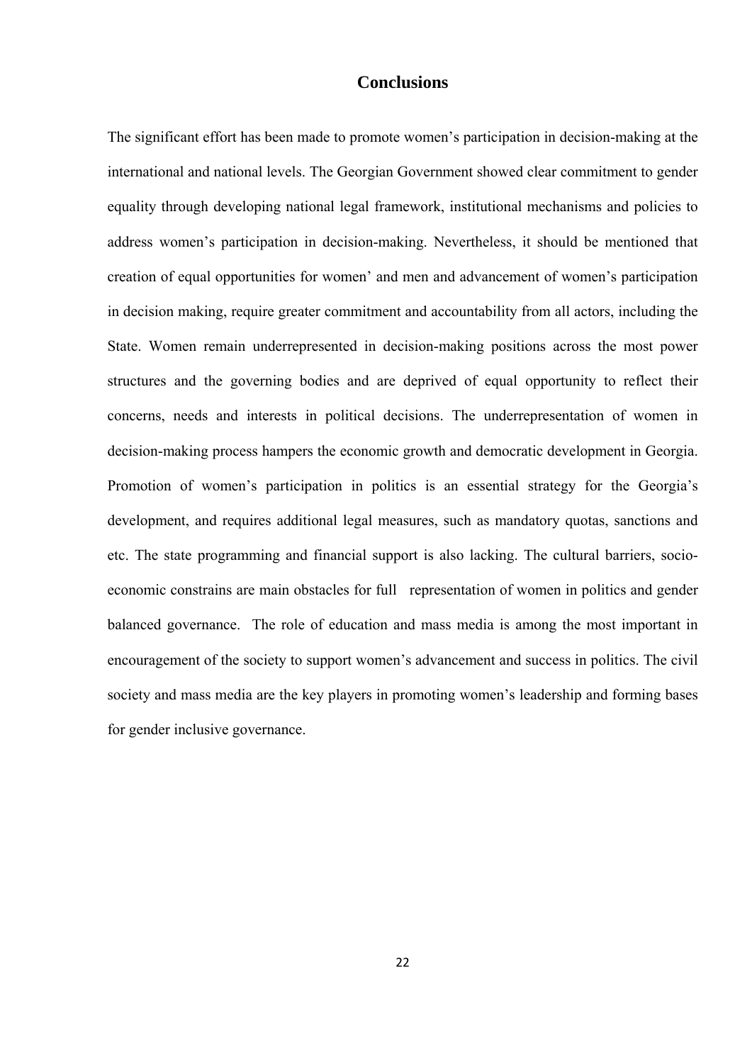## Conclusions

The significant effort has been made to promote women's participation in decision-making at the international and national levels. The Georgian Government showed clear commitment to gender equality through developing national legal framework, institutional mechanisms and policies to address women's participation in decision-making. Nevertheless, it should be mentioned that creation of equal opportunities for women' and men and advancement of women's participation in decision making, require greater commitment and accountability from all actors, including the State. Women remain underrepresented in decision-making positions across the most power structures and the governing bodies and are deprived of equal opportunity to reflect their concerns, needs and interests in political decisions. The underrepresentation of women in decision-making process hampers the economic growth and democratic development in Georgia. Promotion of women's participation in politics is an essential strategy for the Georgia's development, and requires additional legal measures, such as mandatory quotas, sanctions and etc. The state programming and financial support is also lacking. The cultural barriers, socio-economic constrains are main obstacles for full representation of women in politics and gender balanced governance. The role of education and mass media is among the most important in encouragement of the society to support women's advancement and success in politics. The civil society and mass media are the key players in promoting women's leadership and forming bases for gender inclusive governance.